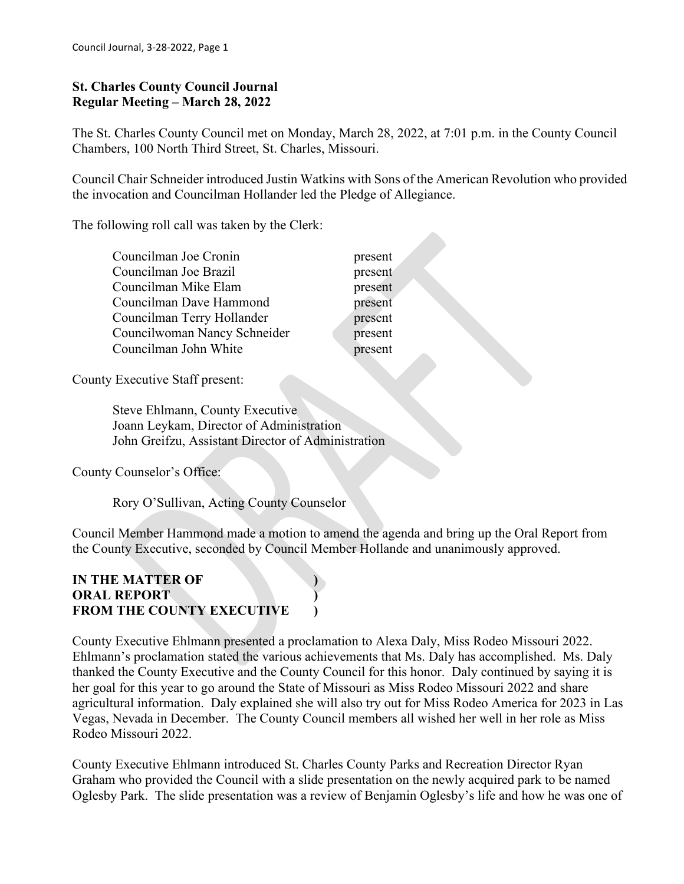**St. Charles County Council Journal**
**Regular Meeting – March 28, 2022**

The St. Charles County Council met on Monday, March 28, 2022, at 7:01 p.m. in the County Council Chambers, 100 North Third Street, St. Charles, Missouri.

Council Chair Schneider introduced Justin Watkins with Sons of the American Revolution who provided the invocation and Councilman Hollander led the Pledge of Allegiance.

The following roll call was taken by the Clerk:

| | |
|---|---|
| Councilman Joe Cronin | present |
| Councilman Joe Brazil | present |
| Councilman Mike Elam | present |
| Councilman Dave Hammond | present |
| Councilman Terry Hollander | present |
| Councilwoman Nancy Schneider | present |
| Councilman John White | present |

County Executive Staff present:

Steve Ehlmann, County Executive
Joann Leykam, Director of Administration
John Greifzu, Assistant Director of Administration

County Counselor's Office:

Rory O'Sullivan, Acting County Counselor

Council Member Hammond made a motion to amend the agenda and bring up the Oral Report from the County Executive, seconded by Council Member Hollande and unanimously approved.

**IN THE MATTER OF )**
**ORAL REPORT )**
**FROM THE COUNTY EXECUTIVE )**

County Executive Ehlmann presented a proclamation to Alexa Daly, Miss Rodeo Missouri 2022. Ehlmann's proclamation stated the various achievements that Ms. Daly has accomplished. Ms. Daly thanked the County Executive and the County Council for this honor. Daly continued by saying it is her goal for this year to go around the State of Missouri as Miss Rodeo Missouri 2022 and share agricultural information. Daly explained she will also try out for Miss Rodeo America for 2023 in Las Vegas, Nevada in December. The County Council members all wished her well in her role as Miss Rodeo Missouri 2022.

County Executive Ehlmann introduced St. Charles County Parks and Recreation Director Ryan Graham who provided the Council with a slide presentation on the newly acquired park to be named Oglesby Park. The slide presentation was a review of Benjamin Oglesby's life and how he was one of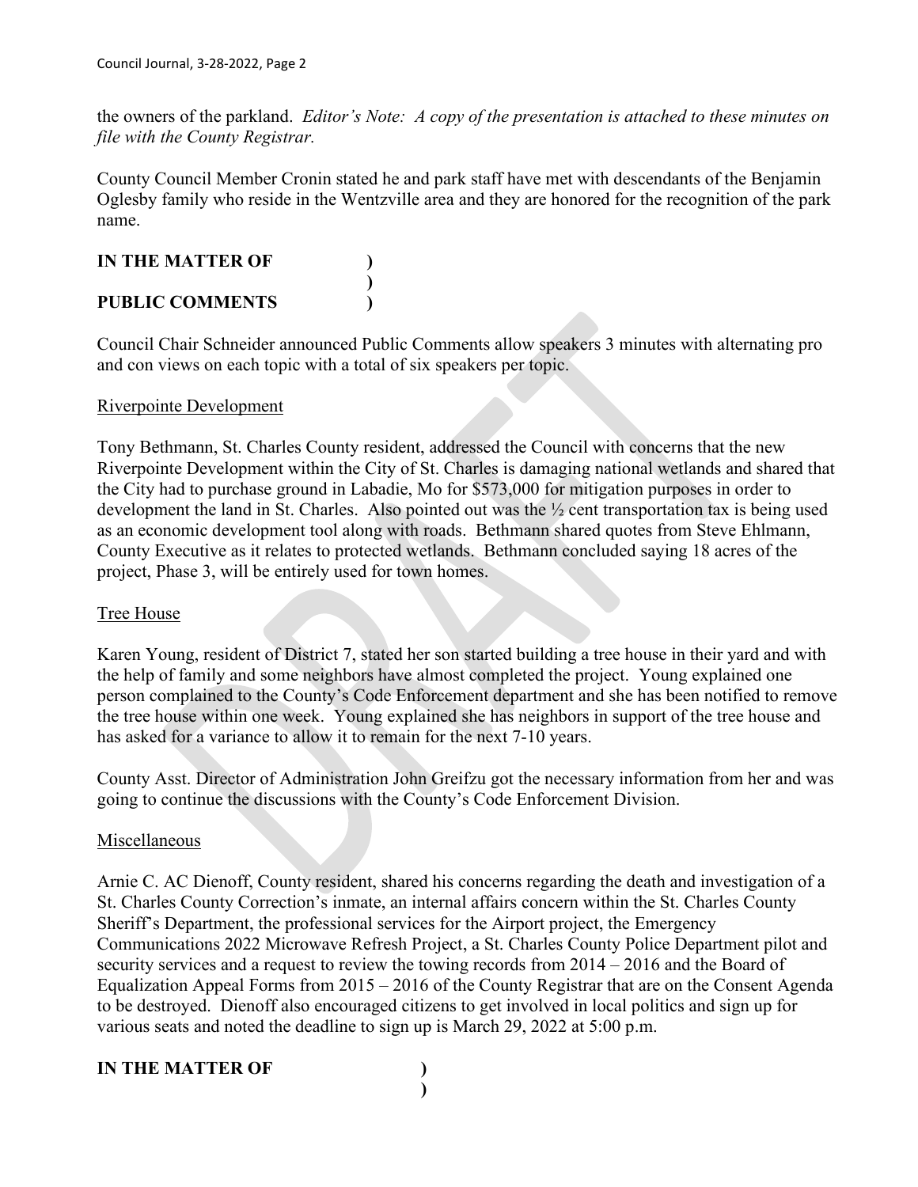the owners of the parkland. *Editor's Note: A copy of the presentation is attached to these minutes on file with the County Registrar.*

County Council Member Cronin stated he and park staff have met with descendants of the Benjamin Oglesby family who reside in the Wentzville area and they are honored for the recognition of the park name.

**IN THE MATTER OF )**
**)**
**PUBLIC COMMENTS )**

Council Chair Schneider announced Public Comments allow speakers 3 minutes with alternating pro and con views on each topic with a total of six speakers per topic.

<u>Riverpointe Development</u>

Tony Bethmann, St. Charles County resident, addressed the Council with concerns that the new Riverpointe Development within the City of St. Charles is damaging national wetlands and shared that the City had to purchase ground in Labadie, Mo for $573,000 for mitigation purposes in order to development the land in St. Charles. Also pointed out was the ½ cent transportation tax is being used as an economic development tool along with roads. Bethmann shared quotes from Steve Ehlmann, County Executive as it relates to protected wetlands. Bethmann concluded saying 18 acres of the project, Phase 3, will be entirely used for town homes.

<u>Tree House</u>

Karen Young, resident of District 7, stated her son started building a tree house in their yard and with the help of family and some neighbors have almost completed the project. Young explained one person complained to the County's Code Enforcement department and she has been notified to remove the tree house within one week. Young explained she has neighbors in support of the tree house and has asked for a variance to allow it to remain for the next 7-10 years.

County Asst. Director of Administration John Greifzu got the necessary information from her and was going to continue the discussions with the County's Code Enforcement Division.

<u>Miscellaneous</u>

Arnie C. AC Dienoff, County resident, shared his concerns regarding the death and investigation of a St. Charles County Correction's inmate, an internal affairs concern within the St. Charles County Sheriff's Department, the professional services for the Airport project, the Emergency Communications 2022 Microwave Refresh Project, a St. Charles County Police Department pilot and security services and a request to review the towing records from 2014 – 2016 and the Board of Equalization Appeal Forms from 2015 – 2016 of the County Registrar that are on the Consent Agenda to be destroyed. Dienoff also encouraged citizens to get involved in local politics and sign up for various seats and noted the deadline to sign up is March 29, 2022 at 5:00 p.m.

**IN THE MATTER OF )**
**)**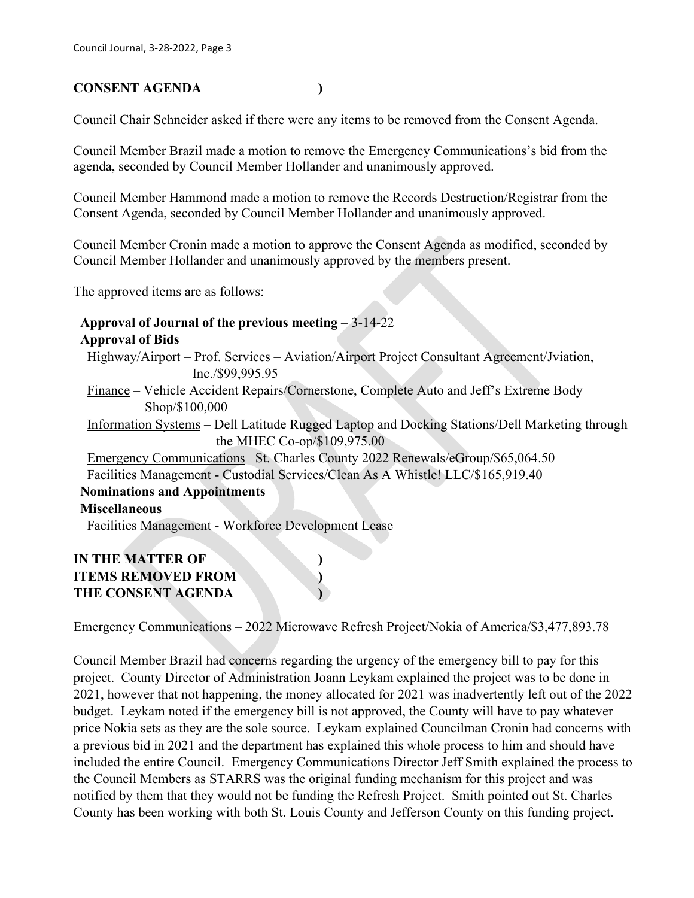**CONSENT AGENDA )**

Council Chair Schneider asked if there were any items to be removed from the Consent Agenda.

Council Member Brazil made a motion to remove the Emergency Communications's bid from the agenda, seconded by Council Member Hollander and unanimously approved.

Council Member Hammond made a motion to remove the Records Destruction/Registrar from the Consent Agenda, seconded by Council Member Hollander and unanimously approved.

Council Member Cronin made a motion to approve the Consent Agenda as modified, seconded by Council Member Hollander and unanimously approved by the members present.

The approved items are as follows:

**Approval of Journal of the previous meeting** – 3-14-22

**Approval of Bids**

Highway/Airport – Prof. Services – Aviation/Airport Project Consultant Agreement/Jviation, Inc./$99,995.95

Finance – Vehicle Accident Repairs/Cornerstone, Complete Auto and Jeff's Extreme Body Shop/$100,000

Information Systems – Dell Latitude Rugged Laptop and Docking Stations/Dell Marketing through the MHEC Co-op/$109,975.00

Emergency Communications –St. Charles County 2022 Renewals/eGroup/$65,064.50

Facilities Management - Custodial Services/Clean As A Whistle! LLC/$165,919.40

**Nominations and Appointments**

**Miscellaneous**

Facilities Management - Workforce Development Lease

**IN THE MATTER OF )**
**ITEMS REMOVED FROM )**
**THE CONSENT AGENDA )**

Emergency Communications – 2022 Microwave Refresh Project/Nokia of America/$3,477,893.78

Council Member Brazil had concerns regarding the urgency of the emergency bill to pay for this project. County Director of Administration Joann Leykam explained the project was to be done in 2021, however that not happening, the money allocated for 2021 was inadvertently left out of the 2022 budget. Leykam noted if the emergency bill is not approved, the County will have to pay whatever price Nokia sets as they are the sole source. Leykam explained Councilman Cronin had concerns with a previous bid in 2021 and the department has explained this whole process to him and should have included the entire Council. Emergency Communications Director Jeff Smith explained the process to the Council Members as STARRS was the original funding mechanism for this project and was notified by them that they would not be funding the Refresh Project. Smith pointed out St. Charles County has been working with both St. Louis County and Jefferson County on this funding project.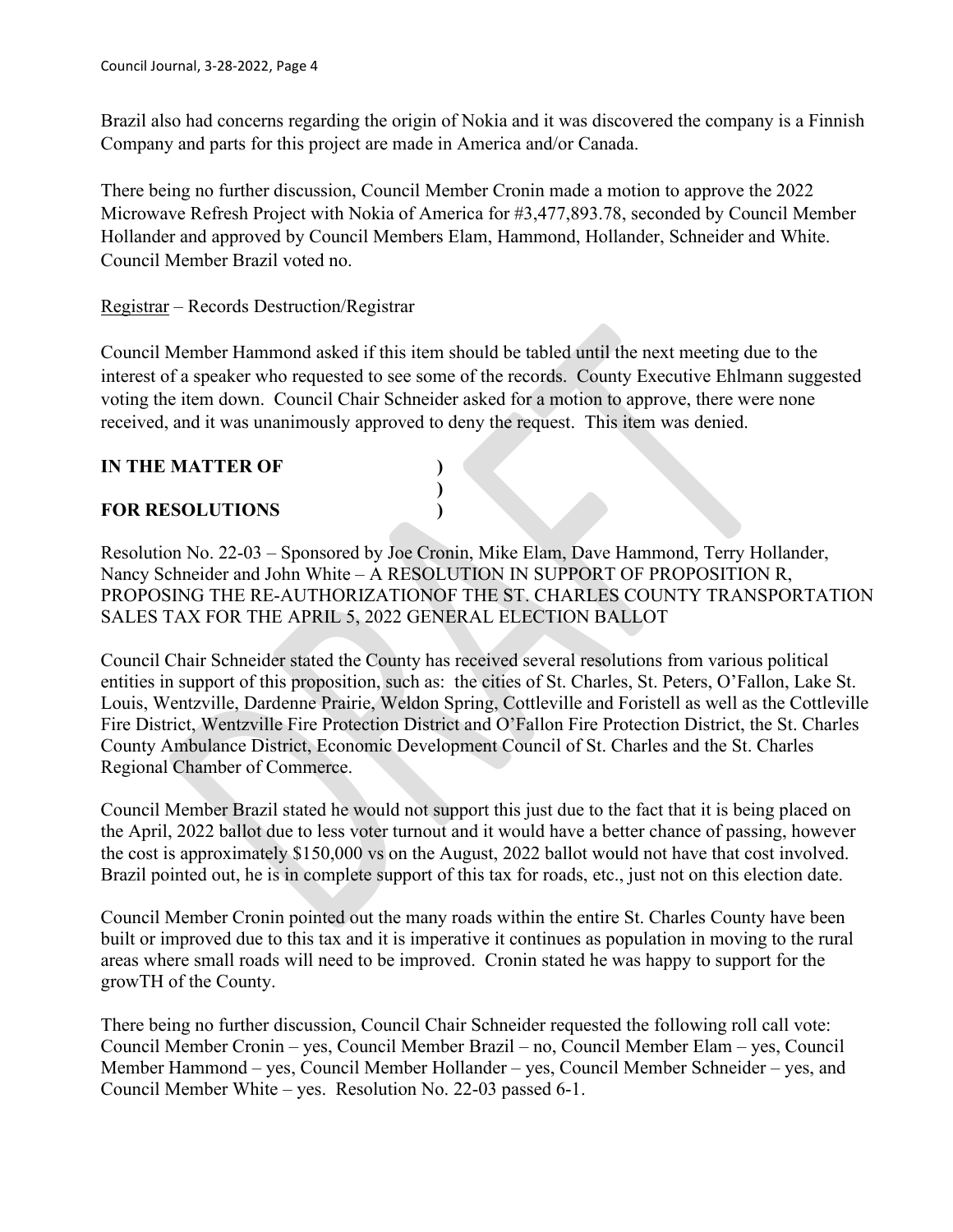Brazil also had concerns regarding the origin of Nokia and it was discovered the company is a Finnish Company and parts for this project are made in America and/or Canada.

There being no further discussion, Council Member Cronin made a motion to approve the 2022 Microwave Refresh Project with Nokia of America for #3,477,893.78, seconded by Council Member Hollander and approved by Council Members Elam, Hammond, Hollander, Schneider and White. Council Member Brazil voted no.

Registrar – Records Destruction/Registrar

Council Member Hammond asked if this item should be tabled until the next meeting due to the interest of a speaker who requested to see some of the records. County Executive Ehlmann suggested voting the item down. Council Chair Schneider asked for a motion to approve, there were none received, and it was unanimously approved to deny the request. This item was denied.

**IN THE MATTER OF )**
**)**
**FOR RESOLUTIONS )**

Resolution No. 22-03 – Sponsored by Joe Cronin, Mike Elam, Dave Hammond, Terry Hollander, Nancy Schneider and John White – A RESOLUTION IN SUPPORT OF PROPOSITION R, PROPOSING THE RE-AUTHORIZATIONOF THE ST. CHARLES COUNTY TRANSPORTATION SALES TAX FOR THE APRIL 5, 2022 GENERAL ELECTION BALLOT

Council Chair Schneider stated the County has received several resolutions from various political entities in support of this proposition, such as: the cities of St. Charles, St. Peters, O'Fallon, Lake St. Louis, Wentzville, Dardenne Prairie, Weldon Spring, Cottleville and Foristell as well as the Cottleville Fire District, Wentzville Fire Protection District and O'Fallon Fire Protection District, the St. Charles County Ambulance District, Economic Development Council of St. Charles and the St. Charles Regional Chamber of Commerce.

Council Member Brazil stated he would not support this just due to the fact that it is being placed on the April, 2022 ballot due to less voter turnout and it would have a better chance of passing, however the cost is approximately $150,000 vs on the August, 2022 ballot would not have that cost involved. Brazil pointed out, he is in complete support of this tax for roads, etc., just not on this election date.

Council Member Cronin pointed out the many roads within the entire St. Charles County have been built or improved due to this tax and it is imperative it continues as population in moving to the rural areas where small roads will need to be improved. Cronin stated he was happy to support for the growTH of the County.

There being no further discussion, Council Chair Schneider requested the following roll call vote: Council Member Cronin – yes, Council Member Brazil – no, Council Member Elam – yes, Council Member Hammond – yes, Council Member Hollander – yes, Council Member Schneider – yes, and Council Member White – yes. Resolution No. 22-03 passed 6-1.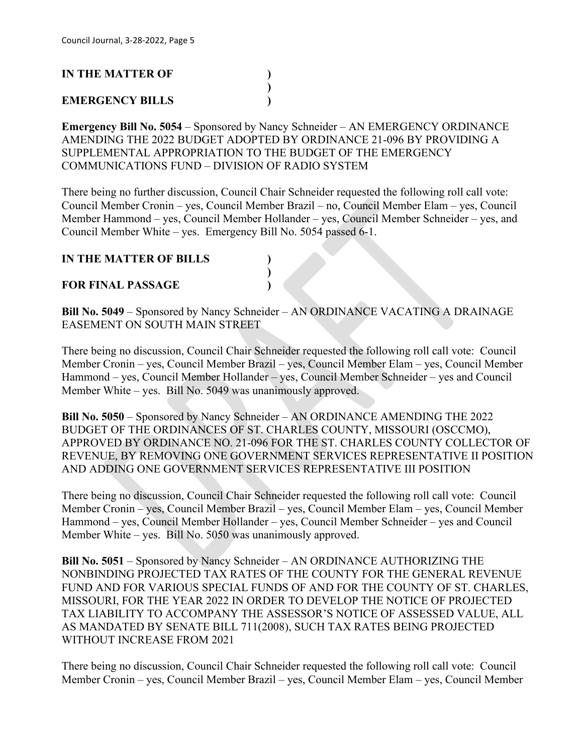**IN THE MATTER OF )**
**)**
**EMERGENCY BILLS )**

**Emergency Bill No. 5054** – Sponsored by Nancy Schneider – AN EMERGENCY ORDINANCE AMENDING THE 2022 BUDGET ADOPTED BY ORDINANCE 21-096 BY PROVIDING A SUPPLEMENTAL APPROPRIATION TO THE BUDGET OF THE EMERGENCY COMMUNICATIONS FUND – DIVISION OF RADIO SYSTEM

There being no further discussion, Council Chair Schneider requested the following roll call vote: Council Member Cronin – yes, Council Member Brazil – no, Council Member Elam – yes, Council Member Hammond – yes, Council Member Hollander – yes, Council Member Schneider – yes, and Council Member White – yes. Emergency Bill No. 5054 passed 6-1.

**IN THE MATTER OF BILLS )**
**)**
**FOR FINAL PASSAGE )**

**Bill No. 5049** – Sponsored by Nancy Schneider – AN ORDINANCE VACATING A DRAINAGE EASEMENT ON SOUTH MAIN STREET

There being no discussion, Council Chair Schneider requested the following roll call vote: Council Member Cronin – yes, Council Member Brazil – yes, Council Member Elam – yes, Council Member Hammond – yes, Council Member Hollander – yes, Council Member Schneider – yes and Council Member White – yes. Bill No. 5049 was unanimously approved.

**Bill No. 5050** – Sponsored by Nancy Schneider – AN ORDINANCE AMENDING THE 2022 BUDGET OF THE ORDINANCES OF ST. CHARLES COUNTY, MISSOURI (OSCCMO), APPROVED BY ORDINANCE NO. 21-096 FOR THE ST. CHARLES COUNTY COLLECTOR OF REVENUE, BY REMOVING ONE GOVERNMENT SERVICES REPRESENTATIVE II POSITION AND ADDING ONE GOVERNMENT SERVICES REPRESENTATIVE III POSITION

There being no discussion, Council Chair Schneider requested the following roll call vote: Council Member Cronin – yes, Council Member Brazil – yes, Council Member Elam – yes, Council Member Hammond – yes, Council Member Hollander – yes, Council Member Schneider – yes and Council Member White – yes. Bill No. 5050 was unanimously approved.

**Bill No. 5051** – Sponsored by Nancy Schneider – AN ORDINANCE AUTHORIZING THE NONBINDING PROJECTED TAX RATES OF THE COUNTY FOR THE GENERAL REVENUE FUND AND FOR VARIOUS SPECIAL FUNDS OF AND FOR THE COUNTY OF ST. CHARLES, MISSOURI, FOR THE YEAR 2022 IN ORDER TO DEVELOP THE NOTICE OF PROJECTED TAX LIABILITY TO ACCOMPANY THE ASSESSOR'S NOTICE OF ASSESSED VALUE, ALL AS MANDATED BY SENATE BILL 711(2008), SUCH TAX RATES BEING PROJECTED WITHOUT INCREASE FROM 2021

There being no discussion, Council Chair Schneider requested the following roll call vote: Council Member Cronin – yes, Council Member Brazil – yes, Council Member Elam – yes, Council Member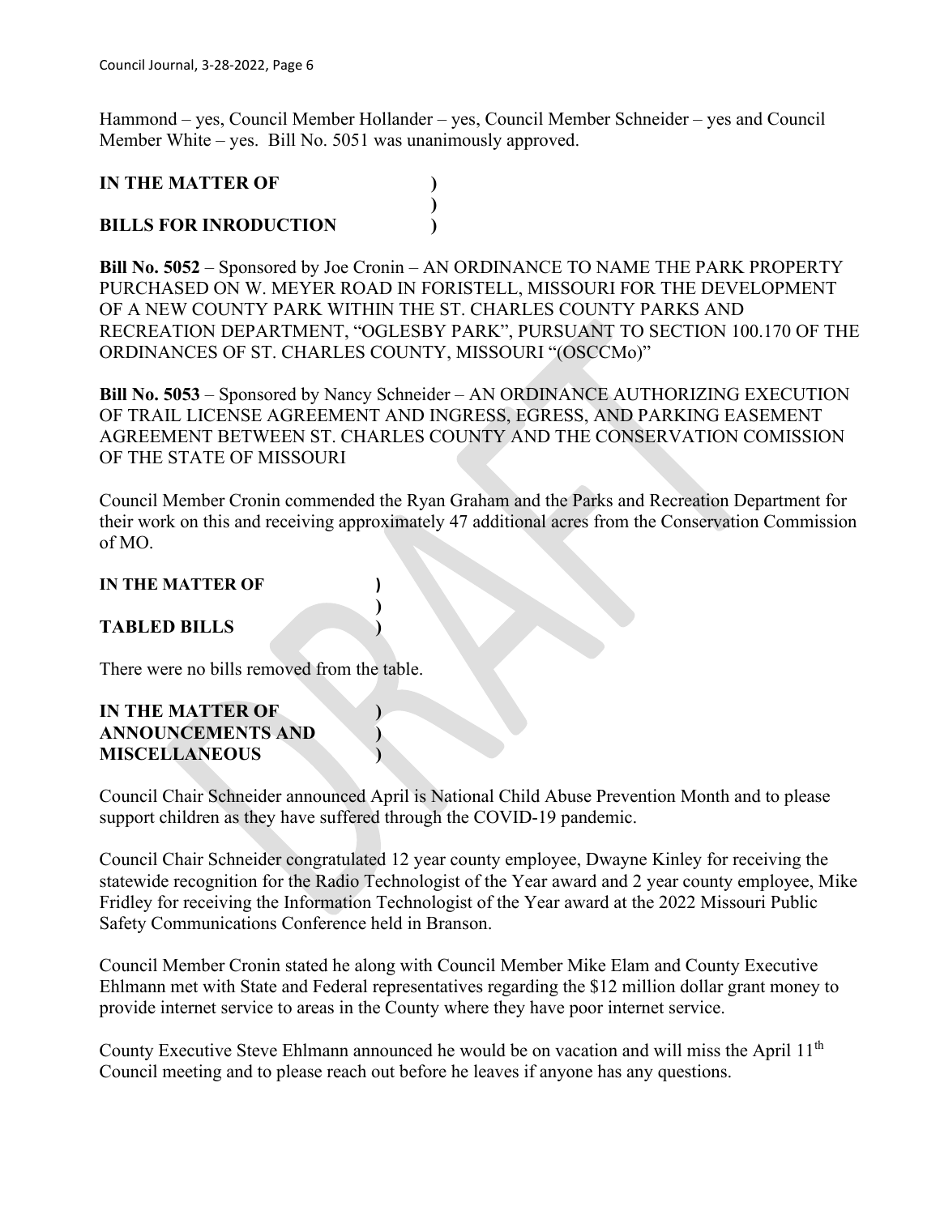Hammond – yes, Council Member Hollander – yes, Council Member Schneider – yes and Council Member White – yes. Bill No. 5051 was unanimously approved.

**IN THE MATTER OF )**
**)**
**BILLS FOR INRODUCTION )**

**Bill No. 5052** – Sponsored by Joe Cronin – AN ORDINANCE TO NAME THE PARK PROPERTY PURCHASED ON W. MEYER ROAD IN FORISTELL, MISSOURI FOR THE DEVELOPMENT OF A NEW COUNTY PARK WITHIN THE ST. CHARLES COUNTY PARKS AND RECREATION DEPARTMENT, "OGLESBY PARK", PURSUANT TO SECTION 100.170 OF THE ORDINANCES OF ST. CHARLES COUNTY, MISSOURI "(OSCCMo)"

**Bill No. 5053** – Sponsored by Nancy Schneider – AN ORDINANCE AUTHORIZING EXECUTION OF TRAIL LICENSE AGREEMENT AND INGRESS, EGRESS, AND PARKING EASEMENT AGREEMENT BETWEEN ST. CHARLES COUNTY AND THE CONSERVATION COMISSION OF THE STATE OF MISSOURI

Council Member Cronin commended the Ryan Graham and the Parks and Recreation Department for their work on this and receiving approximately 47 additional acres from the Conservation Commission of MO.

**IN THE MATTER OF )**
**)**
**TABLED BILLS )**

There were no bills removed from the table.

**IN THE MATTER OF )**
**ANNOUNCEMENTS AND )**
**MISCELLANEOUS )**

Council Chair Schneider announced April is National Child Abuse Prevention Month and to please support children as they have suffered through the COVID-19 pandemic.

Council Chair Schneider congratulated 12 year county employee, Dwayne Kinley for receiving the statewide recognition for the Radio Technologist of the Year award and 2 year county employee, Mike Fridley for receiving the Information Technologist of the Year award at the 2022 Missouri Public Safety Communications Conference held in Branson.

Council Member Cronin stated he along with Council Member Mike Elam and County Executive Ehlmann met with State and Federal representatives regarding the $12 million dollar grant money to provide internet service to areas in the County where they have poor internet service.

County Executive Steve Ehlmann announced he would be on vacation and will miss the April 11th Council meeting and to please reach out before he leaves if anyone has any questions.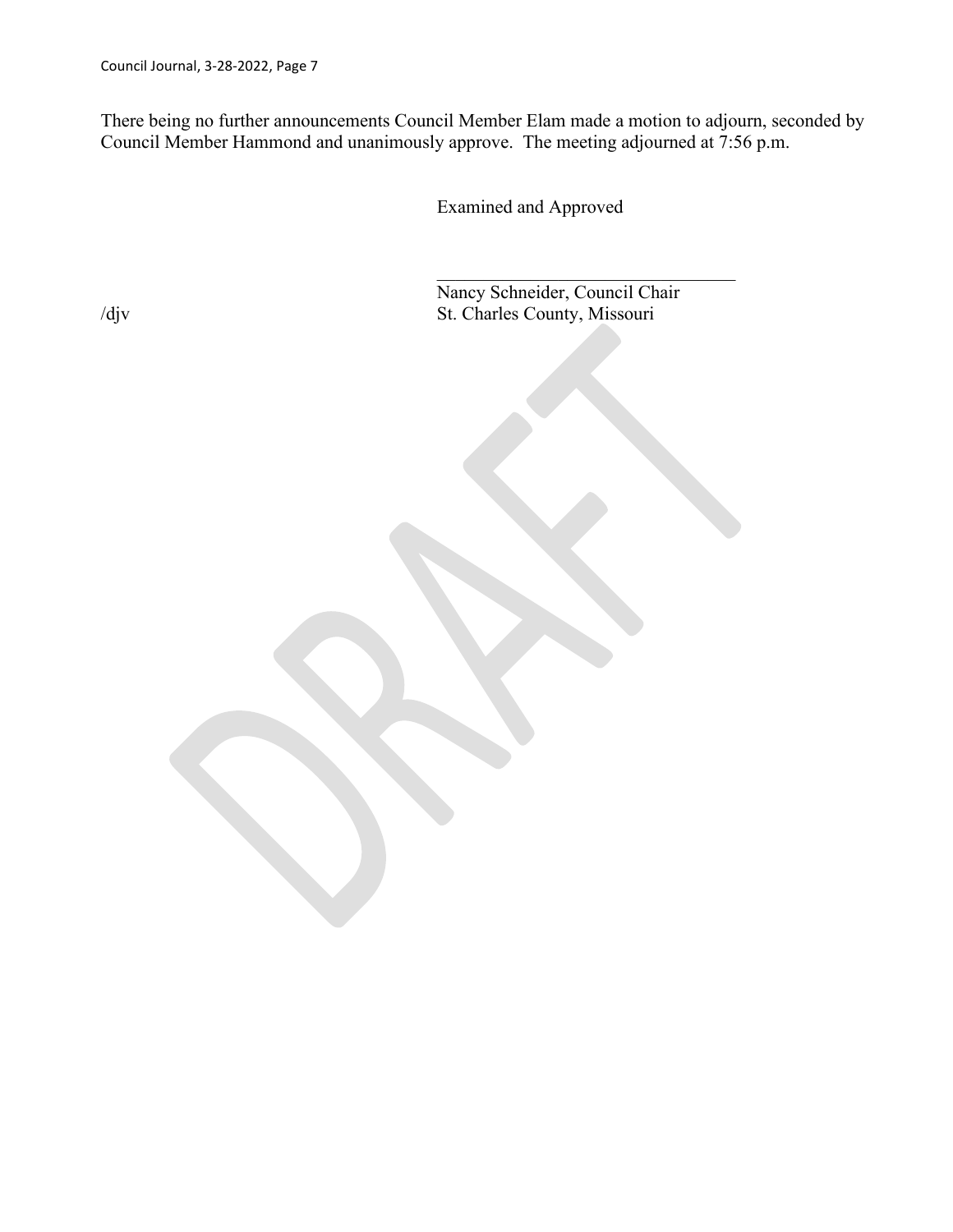There being no further announcements Council Member Elam made a motion to adjourn, seconded by Council Member Hammond and unanimously approve. The meeting adjourned at 7:56 p.m.

Examined and Approved

\_\_\_\_\_\_\_\_\_\_\_\_\_\_\_\_\_\_\_\_\_\_\_\_\_\_\_\_\_\_\_\_\_\_

Nancy Schneider, Council Chair
St. Charles County, Missouri

/djv

DRAFT